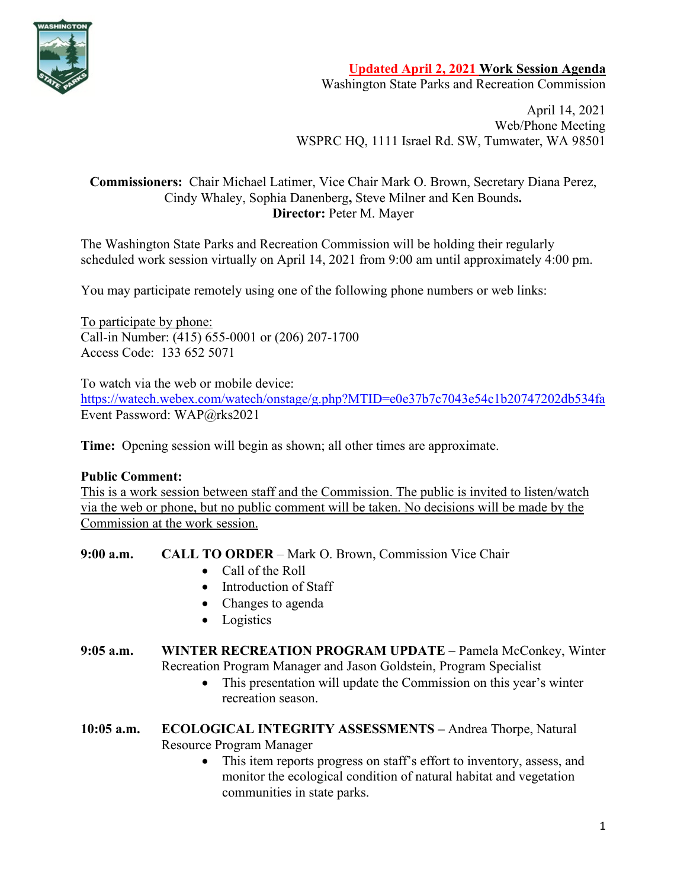**Updated April 2, 2021 Work Session Agenda**
Washington State Parks and Recreation Commission

April 14, 2021
Web/Phone Meeting
WSPRC HQ, 1111 Israel Rd. SW, Tumwater, WA 98501

**Commissioners:** Chair Michael Latimer, Vice Chair Mark O. Brown, Secretary Diana Perez, Cindy Whaley, Sophia Danenberg**,** Steve Milner and Ken Bounds**.**
**Director:** Peter M. Mayer

The Washington State Parks and Recreation Commission will be holding their regularly scheduled work session virtually on April 14, 2021 from 9:00 am until approximately 4:00 pm.

You may participate remotely using one of the following phone numbers or web links:

To participate by phone:
Call-in Number: (415) 655-0001 or (206) 207-1700
Access Code: 133 652 5071

To watch via the web or mobile device:
https://watech.webex.com/watech/onstage/g.php?MTID=e0e37b7c7043e54c1b20747202db534fa
Event Password: WAP@rks2021

**Time:** Opening session will begin as shown; all other times are approximate.

**Public Comment:**
This is a work session between staff and the Commission. The public is invited to listen/watch via the web or phone, but no public comment will be taken. No decisions will be made by the Commission at the work session.

**9:00 a.m.** **CALL TO ORDER** – Mark O. Brown, Commission Vice Chair

- Call of the Roll
- Introduction of Staff
- Changes to agenda
- Logistics

**9:05 a.m.** **WINTER RECREATION PROGRAM UPDATE** – Pamela McConkey, Winter Recreation Program Manager and Jason Goldstein, Program Specialist

- This presentation will update the Commission on this year's winter recreation season.

**10:05 a.m.** **ECOLOGICAL INTEGRITY ASSESSMENTS –** Andrea Thorpe, Natural Resource Program Manager

- This item reports progress on staff's effort to inventory, assess, and monitor the ecological condition of natural habitat and vegetation communities in state parks.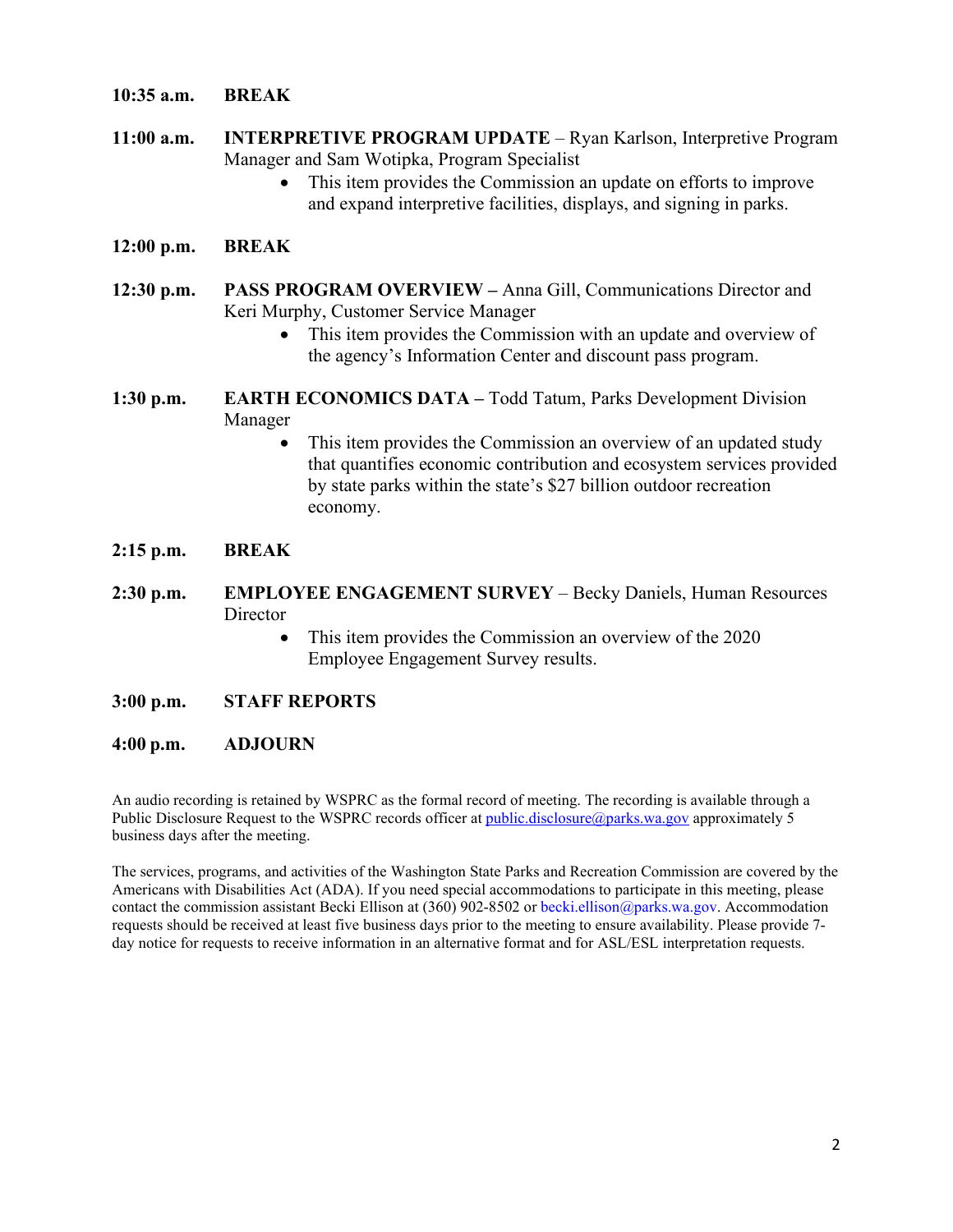**10:35 a.m.** **BREAK**

**11:00 a.m.** **INTERPRETIVE PROGRAM UPDATE** – Ryan Karlson, Interpretive Program Manager and Sam Wotipka, Program Specialist

- This item provides the Commission an update on efforts to improve and expand interpretive facilities, displays, and signing in parks.

**12:00 p.m.** **BREAK**

**12:30 p.m.** **PASS PROGRAM OVERVIEW –** Anna Gill, Communications Director and Keri Murphy, Customer Service Manager

- This item provides the Commission with an update and overview of the agency's Information Center and discount pass program.

**1:30 p.m.** **EARTH ECONOMICS DATA –** Todd Tatum, Parks Development Division Manager

- This item provides the Commission an overview of an updated study that quantifies economic contribution and ecosystem services provided by state parks within the state's $27 billion outdoor recreation economy.

**2:15 p.m.** **BREAK**

**2:30 p.m.** **EMPLOYEE ENGAGEMENT SURVEY** – Becky Daniels, Human Resources Director

- This item provides the Commission an overview of the 2020 Employee Engagement Survey results.

**3:00 p.m.** **STAFF REPORTS**

**4:00 p.m.** **ADJOURN**

An audio recording is retained by WSPRC as the formal record of meeting. The recording is available through a Public Disclosure Request to the WSPRC records officer at public.disclosure@parks.wa.gov approximately 5 business days after the meeting.

The services, programs, and activities of the Washington State Parks and Recreation Commission are covered by the Americans with Disabilities Act (ADA). If you need special accommodations to participate in this meeting, please contact the commission assistant Becki Ellison at (360) 902-8502 or becki.ellison@parks.wa.gov. Accommodation requests should be received at least five business days prior to the meeting to ensure availability. Please provide 7-day notice for requests to receive information in an alternative format and for ASL/ESL interpretation requests.